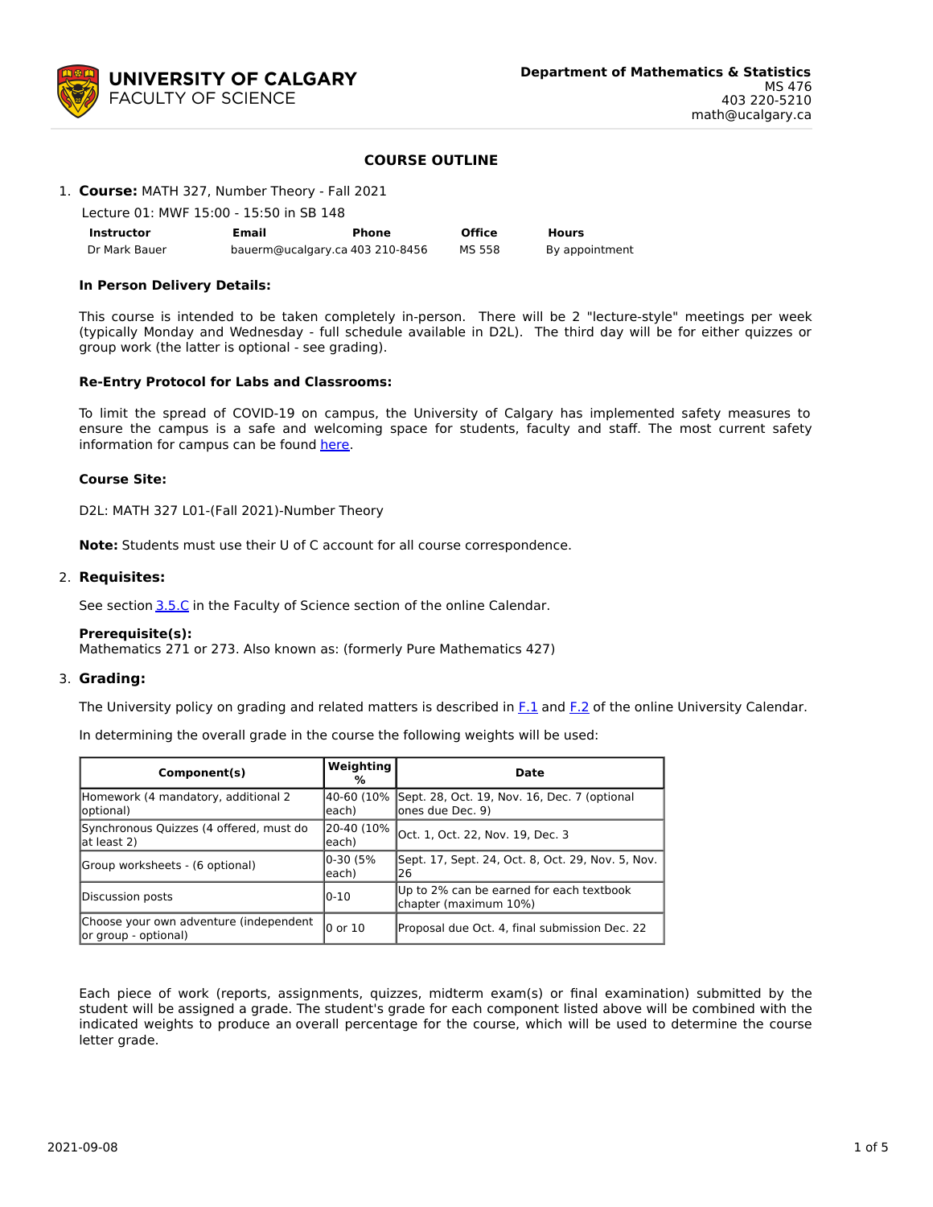**UNIVERSITY OF CALGARY**
FACULTY OF SCIENCE

**Department of Mathematics & Statistics**
MS 476
403 220-5210
math@ucalgary.ca

## COURSE OUTLINE

1. **Course:** MATH 327, Number Theory - Fall 2021

   Lecture 01: MWF 15:00 - 15:50 in SB 148

| Instructor | Email | Phone | Office | Hours |
|---|---|---|---|---|
| Dr Mark Bauer | bauerm@ucalgary.ca | 403 210-8456 | MS 558 | By appointment |

**In Person Delivery Details:**

This course is intended to be taken completely in-person. There will be 2 "lecture-style" meetings per week (typically Monday and Wednesday - full schedule available in D2L). The third day will be for either quizzes or group work (the latter is optional - see grading).

**Re-Entry Protocol for Labs and Classrooms:**

To limit the spread of COVID-19 on campus, the University of Calgary has implemented safety measures to ensure the campus is a safe and welcoming space for students, faculty and staff. The most current safety information for campus can be found here.

**Course Site:**

D2L: MATH 327 L01-(Fall 2021)-Number Theory

**Note:** Students must use their U of C account for all course correspondence.

2. **Requisites:**

See section 3.5.C in the Faculty of Science section of the online Calendar.

**Prerequisite(s):**
Mathematics 271 or 273. Also known as: (formerly Pure Mathematics 427)

3. **Grading:**

The University policy on grading and related matters is described in F.1 and F.2 of the online University Calendar.

In determining the overall grade in the course the following weights will be used:

| Component(s) | Weighting % | Date |
|---|---|---|
| Homework (4 mandatory, additional 2 optional) | 40-60 (10% each) | Sept. 28, Oct. 19, Nov. 16, Dec. 7 (optional ones due Dec. 9) |
| Synchronous Quizzes (4 offered, must do at least 2) | 20-40 (10% each) | Oct. 1, Oct. 22, Nov. 19, Dec. 3 |
| Group worksheets - (6 optional) | 0-30 (5% each) | Sept. 17, Sept. 24, Oct. 8, Oct. 29, Nov. 5, Nov. 26 |
| Discussion posts | 0-10 | Up to 2% can be earned for each textbook chapter (maximum 10%) |
| Choose your own adventure (independent or group - optional) | 0 or 10 | Proposal due Oct. 4, final submission Dec. 22 |

Each piece of work (reports, assignments, quizzes, midterm exam(s) or final examination) submitted by the student will be assigned a grade. The student's grade for each component listed above will be combined with the indicated weights to produce an overall percentage for the course, which will be used to determine the course letter grade.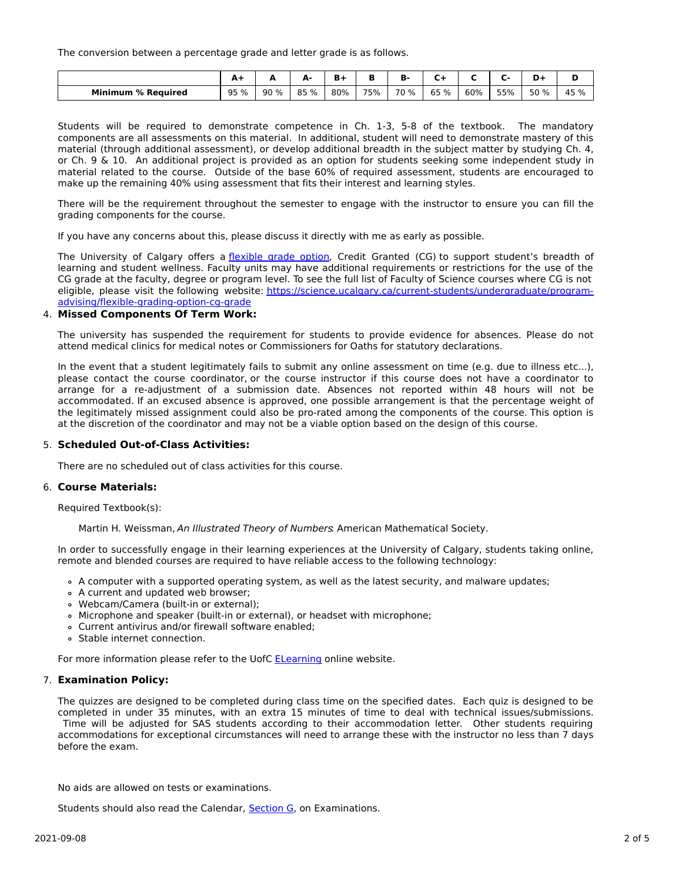The conversion between a percentage grade and letter grade is as follows.

| | A+ | A | A- | B+ | B | B- | C+ | C | C- | D+ | D |
|---|---|---|---|---|---|---|---|---|---|---|---|
| **Minimum % Required** | 95 % | 90 % | 85 % | 80% | 75% | 70 % | 65 % | 60% | 55% | 50 % | 45 % |

Students will be required to demonstrate competence in Ch. 1-3, 5-8 of the textbook. The mandatory components are all assessments on this material. In additional, student will need to demonstrate mastery of this material (through additional assessment), or develop additional breadth in the subject matter by studying Ch. 4, or Ch. 9 & 10. An additional project is provided as an option for students seeking some independent study in material related to the course. Outside of the base 60% of required assessment, students are encouraged to make up the remaining 40% using assessment that fits their interest and learning styles.

There will be the requirement throughout the semester to engage with the instructor to ensure you can fill the grading components for the course.

If you have any concerns about this, please discuss it directly with me as early as possible.

The University of Calgary offers a flexible grade option, Credit Granted (CG) to support student's breadth of learning and student wellness. Faculty units may have additional requirements or restrictions for the use of the CG grade at the faculty, degree or program level. To see the full list of Faculty of Science courses where CG is not eligible, please visit the following website: https://science.ucalgary.ca/current-students/undergraduate/program-advising/flexible-grading-option-cg-grade

4. **Missed Components Of Term Work:**

The university has suspended the requirement for students to provide evidence for absences. Please do not attend medical clinics for medical notes or Commissioners for Oaths for statutory declarations.

In the event that a student legitimately fails to submit any online assessment on time (e.g. due to illness etc...), please contact the course coordinator, or the course instructor if this course does not have a coordinator to arrange for a re-adjustment of a submission date. Absences not reported within 48 hours will not be accommodated. If an excused absence is approved, one possible arrangement is that the percentage weight of the legitimately missed assignment could also be pro-rated among the components of the course. This option is at the discretion of the coordinator and may not be a viable option based on the design of this course.

5. **Scheduled Out-of-Class Activities:**

There are no scheduled out of class activities for this course.

6. **Course Materials:**

Required Textbook(s):

Martin H. Weissman, *An Illustrated Theory of Numbers*: American Mathematical Society.

In order to successfully engage in their learning experiences at the University of Calgary, students taking online, remote and blended courses are required to have reliable access to the following technology:

- A computer with a supported operating system, as well as the latest security, and malware updates;
- A current and updated web browser;
- Webcam/Camera (built-in or external);
- Microphone and speaker (built-in or external), or headset with microphone;
- Current antivirus and/or firewall software enabled;
- Stable internet connection.

For more information please refer to the UofC ELearning online website.

7. **Examination Policy:**

The quizzes are designed to be completed during class time on the specified dates. Each quiz is designed to be completed in under 35 minutes, with an extra 15 minutes of time to deal with technical issues/submissions. Time will be adjusted for SAS students according to their accommodation letter. Other students requiring accommodations for exceptional circumstances will need to arrange these with the instructor no less than 7 days before the exam.

No aids are allowed on tests or examinations.

Students should also read the Calendar, Section G, on Examinations.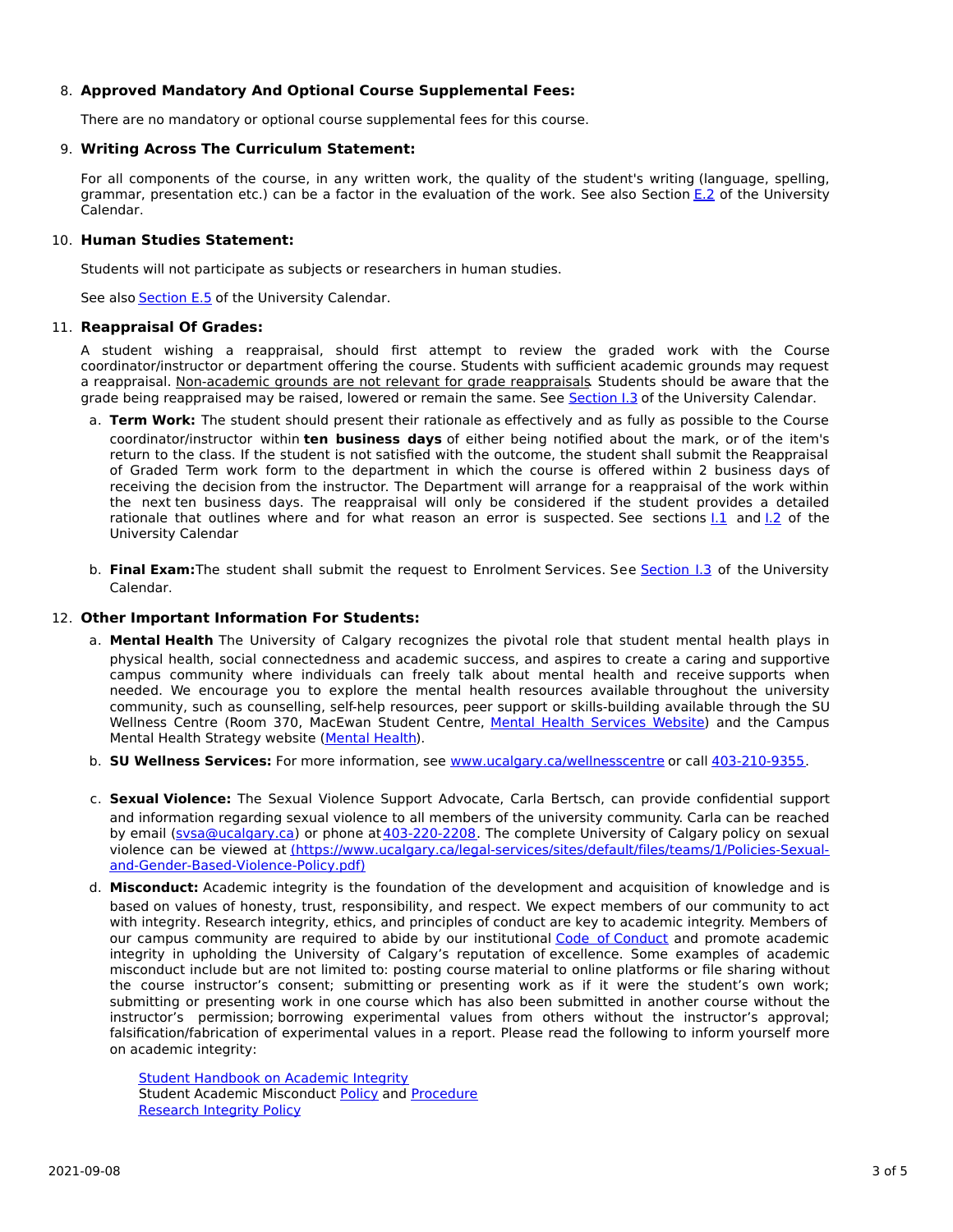8. **Approved Mandatory And Optional Course Supplemental Fees:**

   There are no mandatory or optional course supplemental fees for this course.

9. **Writing Across The Curriculum Statement:**

   For all components of the course, in any written work, the quality of the student's writing (language, spelling, grammar, presentation etc.) can be a factor in the evaluation of the work. See also Section E.2 of the University Calendar.

10. **Human Studies Statement:**

    Students will not participate as subjects or researchers in human studies.

    See also Section E.5 of the University Calendar.

11. **Reappraisal Of Grades:**

    A student wishing a reappraisal, should first attempt to review the graded work with the Course coordinator/instructor or department offering the course. Students with sufficient academic grounds may request a reappraisal. Non-academic grounds are not relevant for grade reappraisals. Students should be aware that the grade being reappraised may be raised, lowered or remain the same. See Section I.3 of the University Calendar.

    a. **Term Work:** The student should present their rationale as effectively and as fully as possible to the Course coordinator/instructor within **ten business days** of either being notified about the mark, or of the item's return to the class. If the student is not satisfied with the outcome, the student shall submit the Reappraisal of Graded Term work form to the department in which the course is offered within 2 business days of receiving the decision from the instructor. The Department will arrange for a reappraisal of the work within the next ten business days. The reappraisal will only be considered if the student provides a detailed rationale that outlines where and for what reason an error is suspected. See sections I.1 and I.2 of the University Calendar

    b. **Final Exam:** The student shall submit the request to Enrolment Services. See Section I.3 of the University Calendar.

12. **Other Important Information For Students:**

    a. **Mental Health** The University of Calgary recognizes the pivotal role that student mental health plays in physical health, social connectedness and academic success, and aspires to create a caring and supportive campus community where individuals can freely talk about mental health and receive supports when needed. We encourage you to explore the mental health resources available throughout the university community, such as counselling, self-help resources, peer support or skills-building available through the SU Wellness Centre (Room 370, MacEwan Student Centre, Mental Health Services Website) and the Campus Mental Health Strategy website (Mental Health).

    b. **SU Wellness Services:** For more information, see www.ucalgary.ca/wellnesscentre or call 403-210-9355.

    c. **Sexual Violence:** The Sexual Violence Support Advocate, Carla Bertsch, can provide confidential support and information regarding sexual violence to all members of the university community. Carla can be reached by email (svsa@ucalgary.ca) or phone at 403-220-2208. The complete University of Calgary policy on sexual violence can be viewed at (https://www.ucalgary.ca/legal-services/sites/default/files/teams/1/Policies-Sexual-and-Gender-Based-Violence-Policy.pdf)

    d. **Misconduct:** Academic integrity is the foundation of the development and acquisition of knowledge and is based on values of honesty, trust, responsibility, and respect. We expect members of our community to act with integrity. Research integrity, ethics, and principles of conduct are key to academic integrity. Members of our campus community are required to abide by our institutional Code of Conduct and promote academic integrity in upholding the University of Calgary's reputation of excellence. Some examples of academic misconduct include but are not limited to: posting course material to online platforms or file sharing without the course instructor's consent; submitting or presenting work as if it were the student's own work; submitting or presenting work in one course which has also been submitted in another course without the instructor's permission; borrowing experimental values from others without the instructor's approval; falsification/fabrication of experimental values in a report. Please read the following to inform yourself more on academic integrity:

       Student Handbook on Academic Integrity
       Student Academic Misconduct Policy and Procedure
       Research Integrity Policy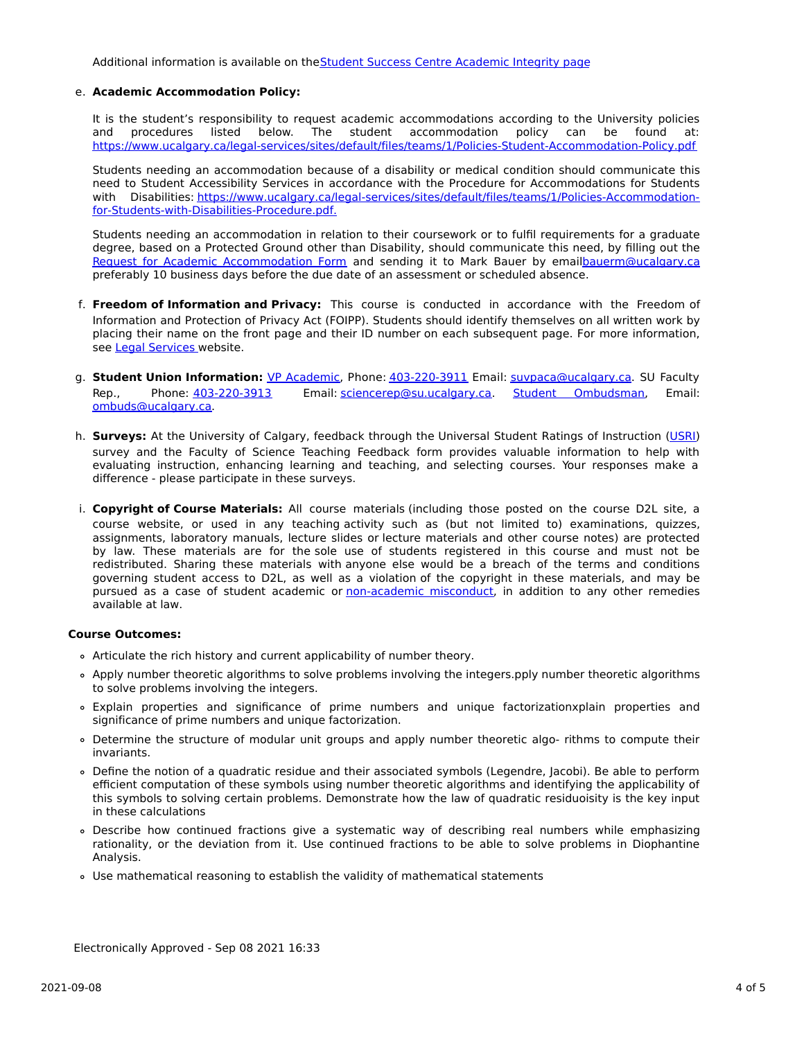Additional information is available on the [Student Success Centre Academic Integrity page](#)

e. **Academic Accommodation Policy:**

   It is the student's responsibility to request academic accommodations according to the University policies and procedures listed below. The student accommodation policy can be found at: https://www.ucalgary.ca/legal-services/sites/default/files/teams/1/Policies-Student-Accommodation-Policy.pdf

   Students needing an accommodation because of a disability or medical condition should communicate this need to Student Accessibility Services in accordance with the Procedure for Accommodations for Students with Disabilities: https://www.ucalgary.ca/legal-services/sites/default/files/teams/1/Policies-Accommodation-for-Students-with-Disabilities-Procedure.pdf.

   Students needing an accommodation in relation to their coursework or to fulfil requirements for a graduate degree, based on a Protected Ground other than Disability, should communicate this need, by filling out the [Request for Academic Accommodation Form](#) and sending it to Mark Bauer by email bauerm@ucalgary.ca preferably 10 business days before the due date of an assessment or scheduled absence.

f. **Freedom of Information and Privacy:** This course is conducted in accordance with the Freedom of Information and Protection of Privacy Act (FOIPP). Students should identify themselves on all written work by placing their name on the front page and their ID number on each subsequent page. For more information, see [Legal Services](#) website.

g. **Student Union Information:** [VP Academic](#), Phone: 403-220-3911 Email: suvpaca@ucalgary.ca. SU Faculty Rep., Phone: 403-220-3913 Email: sciencerep@su.ucalgary.ca. [Student Ombudsman](#), Email: ombuds@ucalgary.ca.

h. **Surveys:** At the University of Calgary, feedback through the Universal Student Ratings of Instruction ([USRI](#)) survey and the Faculty of Science Teaching Feedback form provides valuable information to help with evaluating instruction, enhancing learning and teaching, and selecting courses. Your responses make a difference - please participate in these surveys.

i. **Copyright of Course Materials:** All course materials (including those posted on the course D2L site, a course website, or used in any teaching activity such as (but not limited to) examinations, quizzes, assignments, laboratory manuals, lecture slides or lecture materials and other course notes) are protected by law. These materials are for the sole use of students registered in this course and must not be redistributed. Sharing these materials with anyone else would be a breach of the terms and conditions governing student access to D2L, as well as a violation of the copyright in these materials, and may be pursued as a case of student academic or [non-academic misconduct](#), in addition to any other remedies available at law.

**Course Outcomes:**

- Articulate the rich history and current applicability of number theory.
- Apply number theoretic algorithms to solve problems involving the integers.pply number theoretic algorithms to solve problems involving the integers.
- Explain properties and significance of prime numbers and unique factorizationxplain properties and significance of prime numbers and unique factorization.
- Determine the structure of modular unit groups and apply number theoretic algo- rithms to compute their invariants.
- Define the notion of a quadratic residue and their associated symbols (Legendre, Jacobi). Be able to perform efficient computation of these symbols using number theoretic algorithms and identifying the applicability of this symbols to solving certain problems. Demonstrate how the law of quadratic residuoisity is the key input in these calculations
- Describe how continued fractions give a systematic way of describing real numbers while emphasizing rationality, or the deviation from it. Use continued fractions to be able to solve problems in Diophantine Analysis.
- Use mathematical reasoning to establish the validity of mathematical statements

Electronically Approved - Sep 08 2021 16:33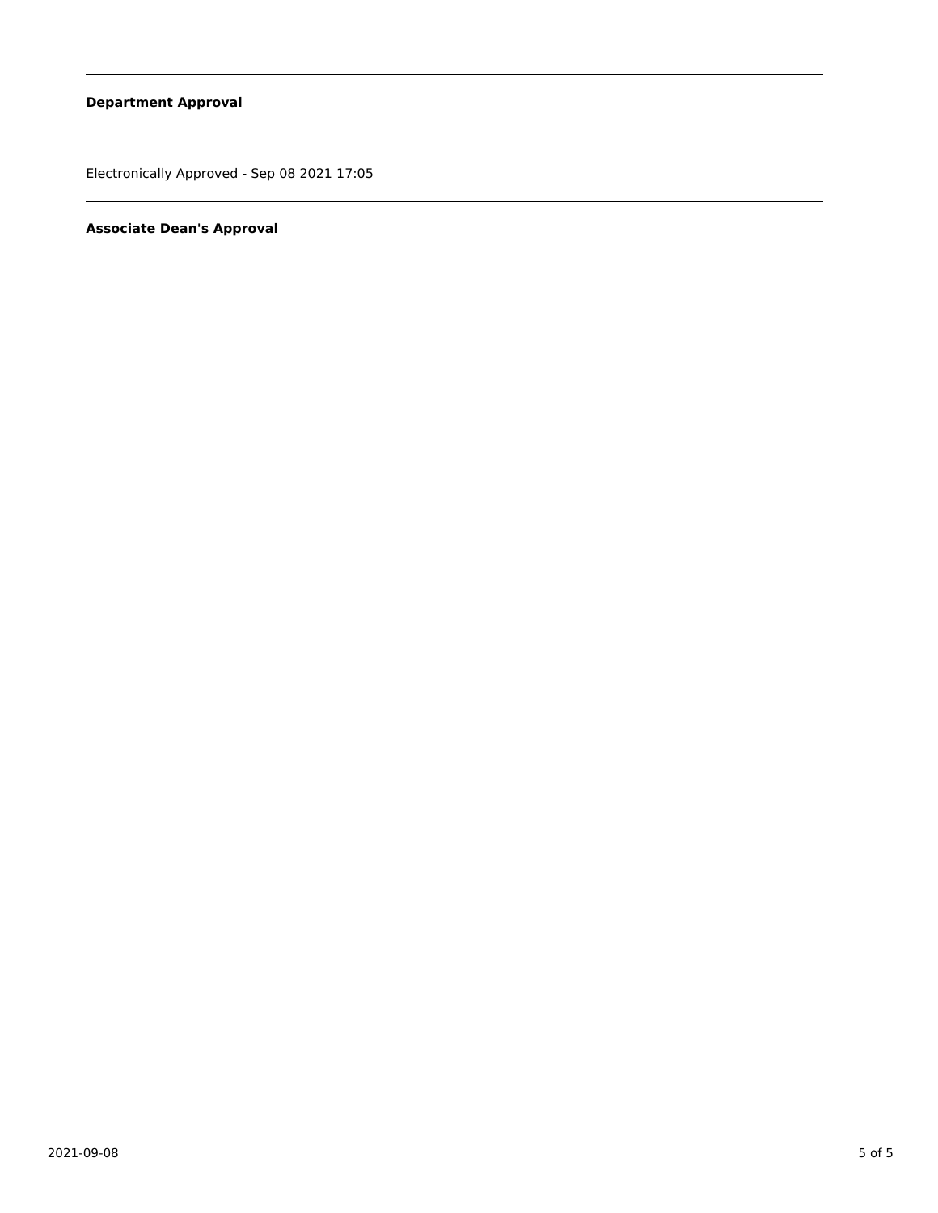---

**Department Approval**

Electronically Approved - Sep 08 2021 17:05

---

**Associate Dean's Approval**